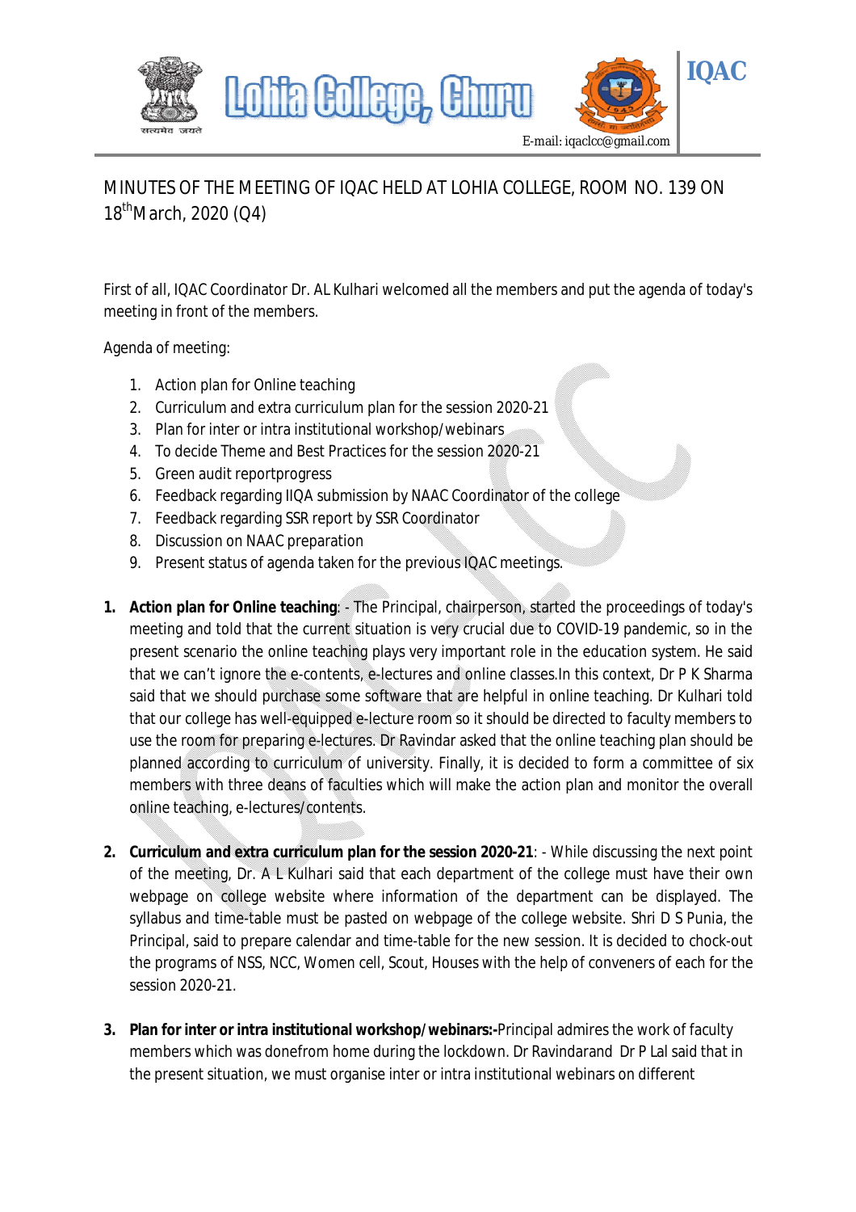# MINUTES OF THE MEETING OF IQAC HELD AT LOHIA COLLEGE, ROOM NO. 139 ON 18th March, 2020 (Q4)

First of all, IQAC Coordinator Dr. AL Kulhari welcomed all the members and put the agenda of today's meeting in front of the members.

Agenda of meeting:

1. Action plan for Online teaching
2. Curriculum and extra curriculum plan for the session 2020-21
3. Plan for inter or intra institutional workshop/webinars
4. To decide Theme and Best Practices for the session 2020-21
5. Green audit reportprogress
6. Feedback regarding IIQA submission by NAAC Coordinator of the college
7. Feedback regarding SSR report by SSR Coordinator
8. Discussion on NAAC preparation
9. Present status of agenda taken for the previous IQAC meetings.

1. **Action plan for Online teaching**: - The Principal, chairperson, started the proceedings of today's meeting and told that the current situation is very crucial due to COVID-19 pandemic, so in the present scenario the online teaching plays very important role in the education system. He said that we can't ignore the e-contents, e-lectures and online classes.In this context, Dr P K Sharma said that we should purchase some software that are helpful in online teaching. Dr Kulhari told that our college has well-equipped e-lecture room so it should be directed to faculty members to use the room for preparing e-lectures. Dr Ravindar asked that the online teaching plan should be planned according to curriculum of university. Finally, it is decided to form a committee of six members with three deans of faculties which will make the action plan and monitor the overall online teaching, e-lectures/contents.

2. **Curriculum and extra curriculum plan for the session 2020-21**: - While discussing the next point of the meeting, Dr. A L Kulhari said that each department of the college must have their own webpage on college website where information of the department can be displayed. The syllabus and time-table must be pasted on webpage of the college website. Shri D S Punia, the Principal, said to prepare calendar and time-table for the new session. It is decided to chock-out the programs of NSS, NCC, Women cell, Scout, Houses with the help of conveners of each for the session 2020-21.

3. **Plan for inter or intra institutional workshop/webinars:-**Principal admires the work of faculty members which was donefrom home during the lockdown. Dr Ravindarand Dr P Lal said that in the present situation, we must organise inter or intra institutional webinars on different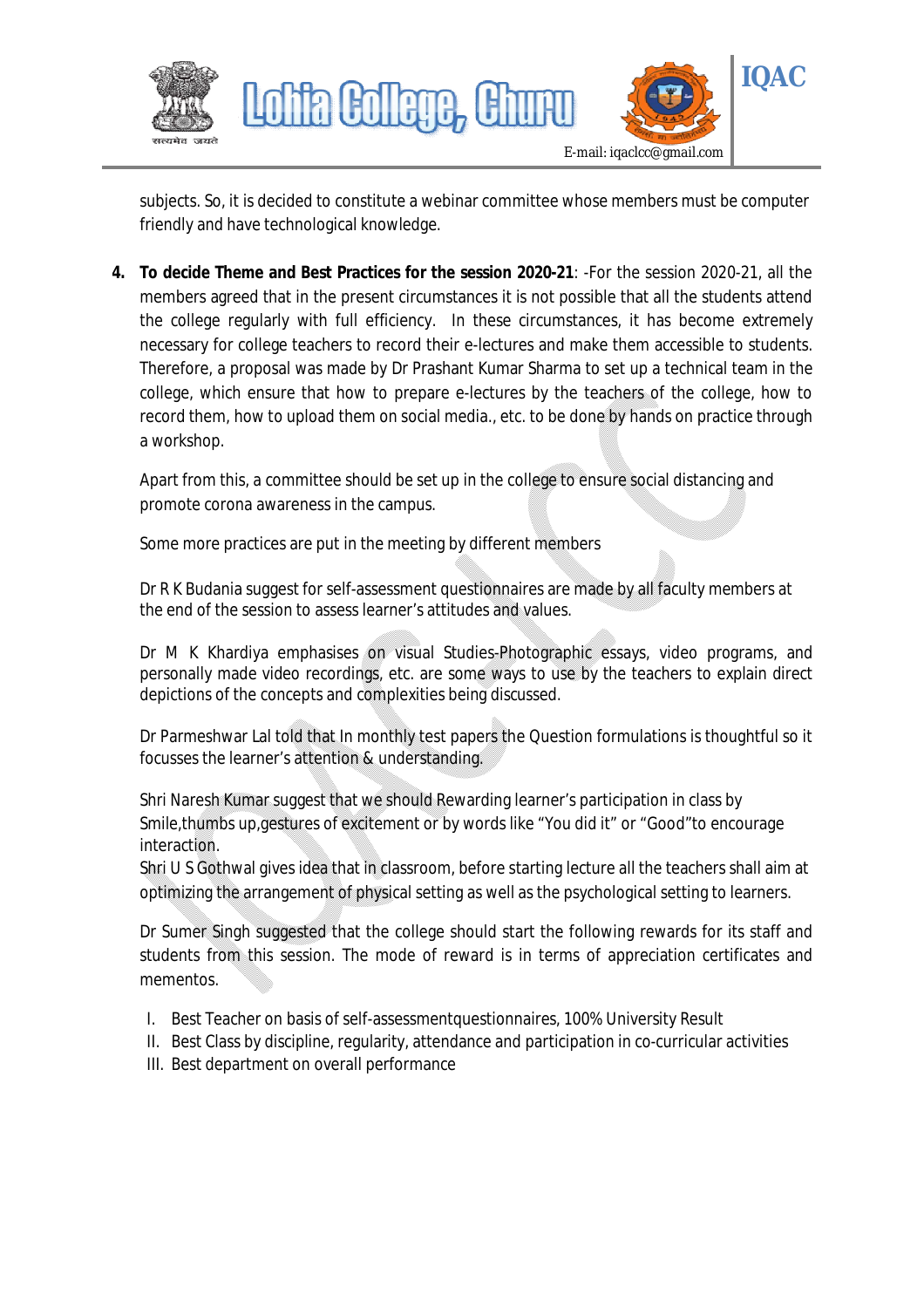subjects. So, it is decided to constitute a webinar committee whose members must be computer friendly and have technological knowledge.

4. **To decide Theme and Best Practices for the session 2020-21**: -For the session 2020-21, all the members agreed that in the present circumstances it is not possible that all the students attend the college regularly with full efficiency. In these circumstances, it has become extremely necessary for college teachers to record their e-lectures and make them accessible to students. Therefore, a proposal was made by Dr Prashant Kumar Sharma to set up a technical team in the college, which ensure that how to prepare e-lectures by the teachers of the college, how to record them, how to upload them on social media., etc. to be done by hands on practice through a workshop.

   Apart from this, a committee should be set up in the college to ensure social distancing and promote corona awareness in the campus.

   Some more practices are put in the meeting by different members

   Dr R K Budania suggest for self-assessment questionnaires are made by all faculty members at the end of the session to assess learner's attitudes and values.

   Dr M K Khardiya emphasises on visual Studies-Photographic essays, video programs, and personally made video recordings, etc. are some ways to use by the teachers to explain direct depictions of the concepts and complexities being discussed.

   Dr Parmeshwar Lal told that In monthly test papers the Question formulations is thoughtful so it focusses the learner's attention & understanding.

   Shri Naresh Kumar suggest that we should Rewarding learner's participation in class by Smile,thumbs up,gestures of excitement or by words like "You did it" or "Good"to encourage interaction.
   Shri U S Gothwal gives idea that in classroom, before starting lecture all the teachers shall aim at optimizing the arrangement of physical setting as well as the psychological setting to learners.

   Dr Sumer Singh suggested that the college should start the following rewards for its staff and students from this session. The mode of reward is in terms of appreciation certificates and mementos.

   I. Best Teacher on basis of self-assessmentquestionnaires, 100% University Result
   II. Best Class by discipline, regularity, attendance and participation in co-curricular activities
   III. Best department on overall performance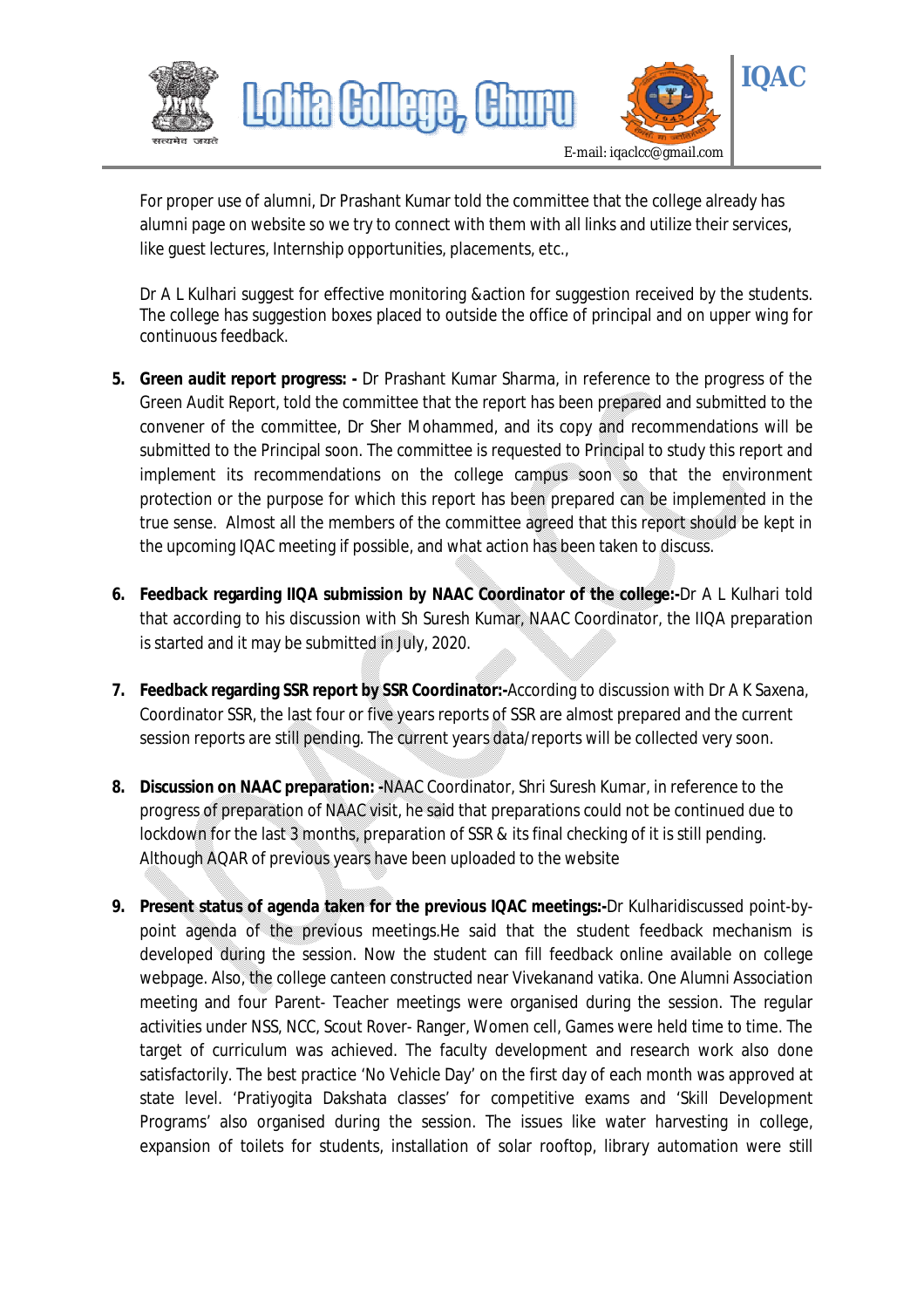For proper use of alumni, Dr Prashant Kumar told the committee that the college already has alumni page on website so we try to connect with them with all links and utilize their services, like guest lectures, Internship opportunities, placements, etc.,

Dr A L Kulhari suggest for effective monitoring &action for suggestion received by the students. The college has suggestion boxes placed to outside the office of principal and on upper wing for continuous feedback.

5. **Green audit report progress: -** Dr Prashant Kumar Sharma, in reference to the progress of the Green Audit Report, told the committee that the report has been prepared and submitted to the convener of the committee, Dr Sher Mohammed, and its copy and recommendations will be submitted to the Principal soon. The committee is requested to Principal to study this report and implement its recommendations on the college campus soon so that the environment protection or the purpose for which this report has been prepared can be implemented in the true sense. Almost all the members of the committee agreed that this report should be kept in the upcoming IQAC meeting if possible, and what action has been taken to discuss.

6. **Feedback regarding IIQA submission by NAAC Coordinator of the college:-**Dr A L Kulhari told that according to his discussion with Sh Suresh Kumar, NAAC Coordinator, the IIQA preparation is started and it may be submitted in July, 2020.

7. **Feedback regarding SSR report by SSR Coordinator:-**According to discussion with Dr A K Saxena, Coordinator SSR, the last four or five years reports of SSR are almost prepared and the current session reports are still pending. The current years data/reports will be collected very soon.

8. **Discussion on NAAC preparation: -**NAAC Coordinator, Shri Suresh Kumar, in reference to the progress of preparation of NAAC visit, he said that preparations could not be continued due to lockdown for the last 3 months, preparation of SSR & its final checking of it is still pending. Although AQAR of previous years have been uploaded to the website

9. **Present status of agenda taken for the previous IQAC meetings:-**Dr Kulharidiscussed point-by-point agenda of the previous meetings.He said that the student feedback mechanism is developed during the session. Now the student can fill feedback online available on college webpage. Also, the college canteen constructed near Vivekanand vatika. One Alumni Association meeting and four Parent- Teacher meetings were organised during the session. The regular activities under NSS, NCC, Scout Rover- Ranger, Women cell, Games were held time to time. The target of curriculum was achieved. The faculty development and research work also done satisfactorily. The best practice 'No Vehicle Day' on the first day of each month was approved at state level. 'Pratiyogita Dakshata classes' for competitive exams and 'Skill Development Programs' also organised during the session. The issues like water harvesting in college, expansion of toilets for students, installation of solar rooftop, library automation were still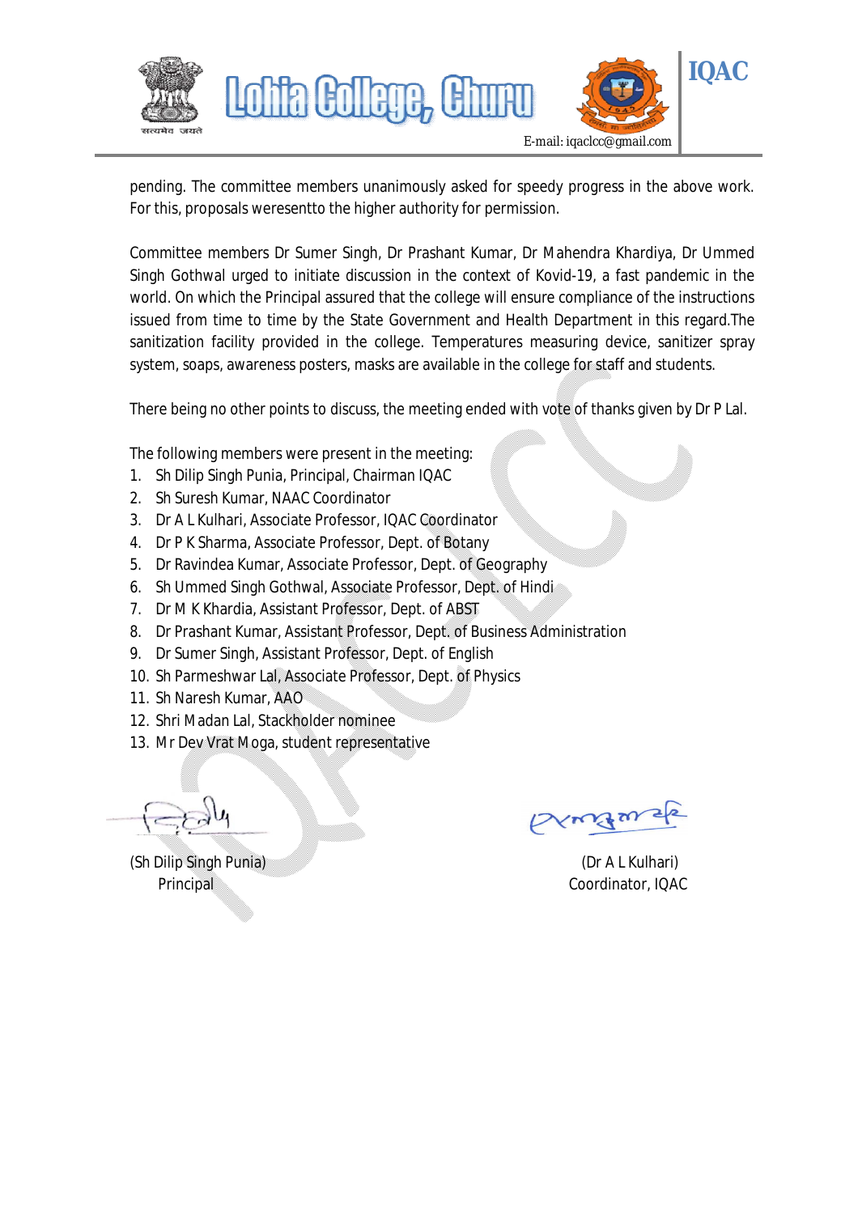pending. The committee members unanimously asked for speedy progress in the above work. For this, proposals weresentto the higher authority for permission.

Committee members Dr Sumer Singh, Dr Prashant Kumar, Dr Mahendra Khardiya, Dr Ummed Singh Gothwal urged to initiate discussion in the context of Kovid-19, a fast pandemic in the world. On which the Principal assured that the college will ensure compliance of the instructions issued from time to time by the State Government and Health Department in this regard.The sanitization facility provided in the college. Temperatures measuring device, sanitizer spray system, soaps, awareness posters, masks are available in the college for staff and students.

There being no other points to discuss, the meeting ended with vote of thanks given by Dr P Lal.

The following members were present in the meeting:

1. Sh Dilip Singh Punia, Principal, Chairman IQAC
2. Sh Suresh Kumar, NAAC Coordinator
3. Dr A L Kulhari, Associate Professor, IQAC Coordinator
4. Dr P K Sharma, Associate Professor, Dept. of Botany
5. Dr Ravindea Kumar, Associate Professor, Dept. of Geography
6. Sh Ummed Singh Gothwal, Associate Professor, Dept. of Hindi
7. Dr M K Khardia, Assistant Professor, Dept. of ABST
8. Dr Prashant Kumar, Assistant Professor, Dept. of Business Administration
9. Dr Sumer Singh, Assistant Professor, Dept. of English
10. Sh Parmeshwar Lal, Associate Professor, Dept. of Physics
11. Sh Naresh Kumar, AAO
12. Shri Madan Lal, Stackholder nominee
13. Mr Dev Vrat Moga, student representative

(Sh Dilip Singh Punia)
Principal

(Dr A L Kulhari)
Coordinator, IQAC